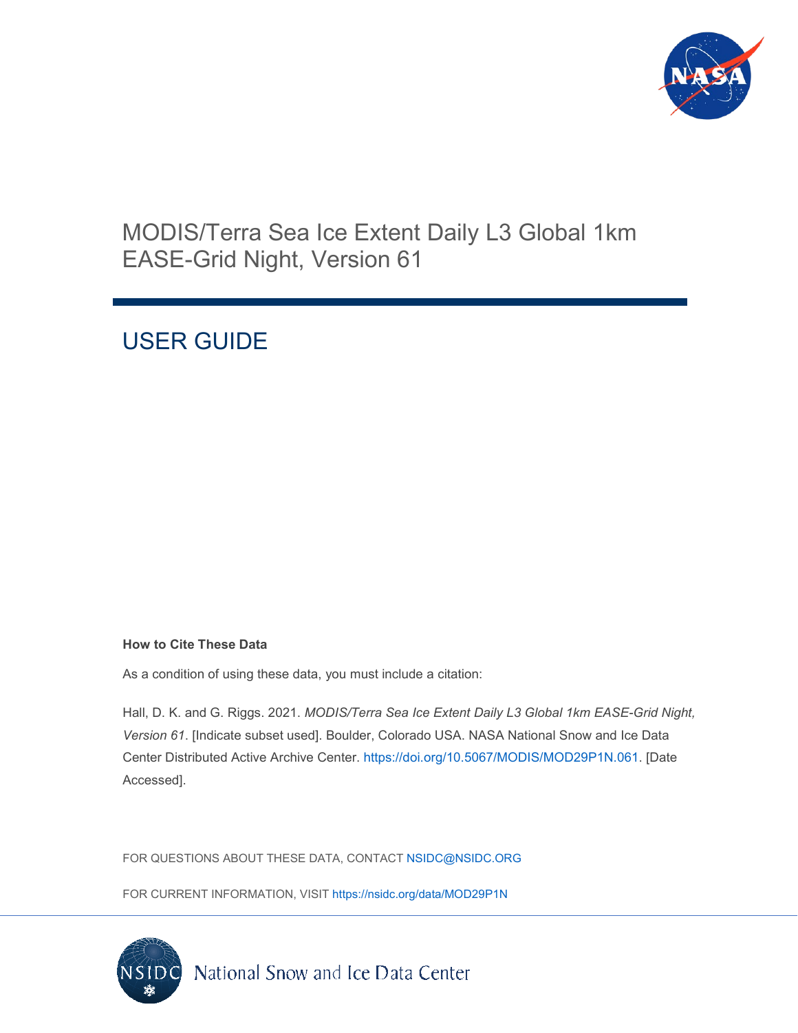# MODIS/Terra Sea Ice Extent Daily L3 Global 1km EASE-Grid Night, Version 61

## USER GUIDE

**How to Cite These Data**

As a condition of using these data, you must include a citation:

Hall, D. K. and G. Riggs. 2021. *MODIS/Terra Sea Ice Extent Daily L3 Global 1km EASE-Grid Night, Version 61*. [Indicate subset used]. Boulder, Colorado USA. NASA National Snow and Ice Data Center Distributed Active Archive Center. https://doi.org/10.5067/MODIS/MOD29P1N.061. [Date Accessed].

FOR QUESTIONS ABOUT THESE DATA, CONTACT NSIDC@NSIDC.ORG

FOR CURRENT INFORMATION, VISIT https://nsidc.org/data/MOD29P1N

National Snow and Ice Data Center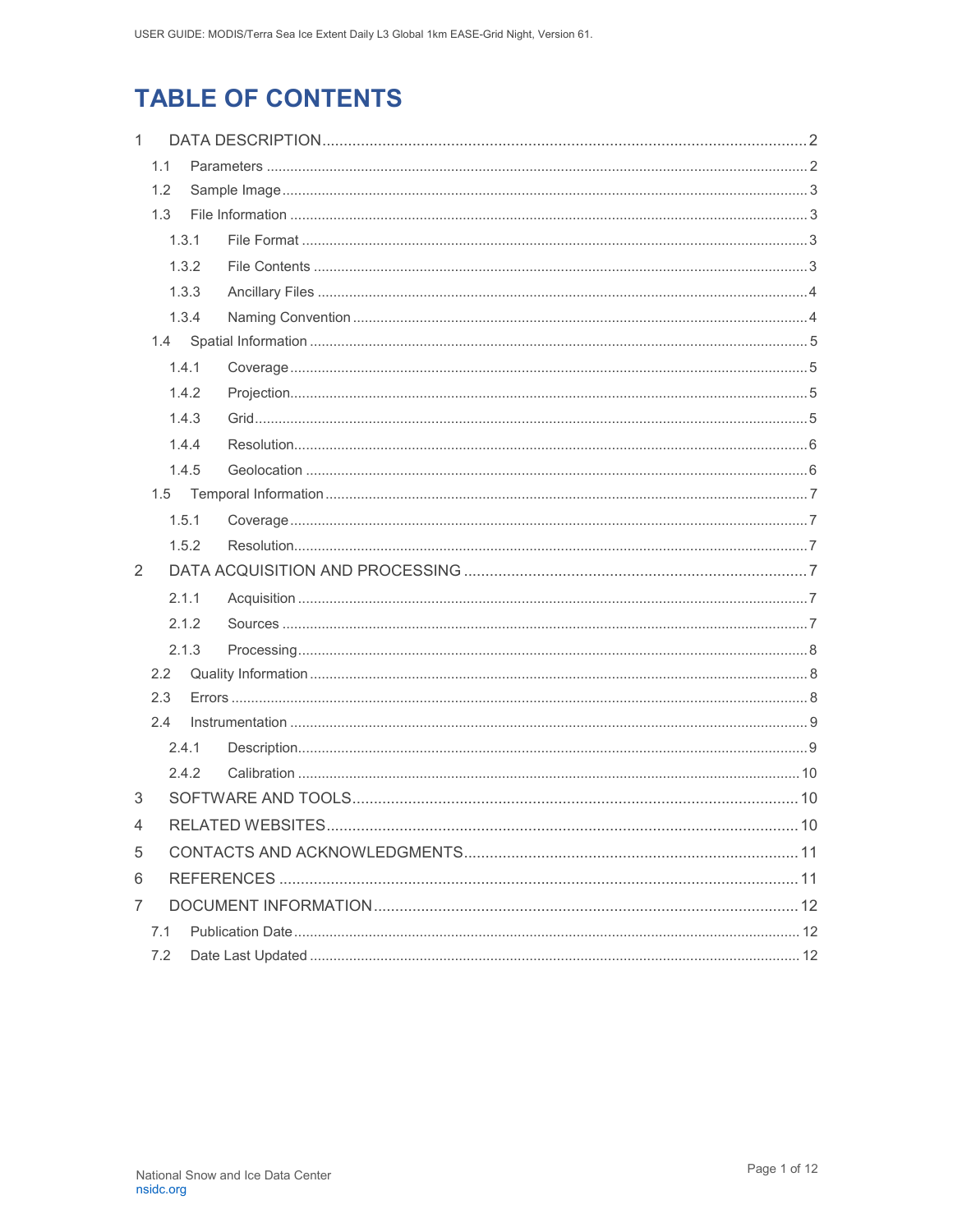# TABLE OF CONTENTS

1 DATA DESCRIPTION ..... 2
  1.1 Parameters ..... 2
  1.2 Sample Image ..... 3
  1.3 File Information ..... 3
    1.3.1 File Format ..... 3
    1.3.2 File Contents ..... 3
    1.3.3 Ancillary Files ..... 4
    1.3.4 Naming Convention ..... 4
  1.4 Spatial Information ..... 5
    1.4.1 Coverage ..... 5
    1.4.2 Projection ..... 5
    1.4.3 Grid ..... 5
    1.4.4 Resolution ..... 6
    1.4.5 Geolocation ..... 6
  1.5 Temporal Information ..... 7
    1.5.1 Coverage ..... 7
    1.5.2 Resolution ..... 7
2 DATA ACQUISITION AND PROCESSING ..... 7
    2.1.1 Acquisition ..... 7
    2.1.2 Sources ..... 7
    2.1.3 Processing ..... 8
  2.2 Quality Information ..... 8
  2.3 Errors ..... 8
  2.4 Instrumentation ..... 9
    2.4.1 Description ..... 9
    2.4.2 Calibration ..... 10
3 SOFTWARE AND TOOLS ..... 10
4 RELATED WEBSITES ..... 10
5 CONTACTS AND ACKNOWLEDGMENTS ..... 11
6 REFERENCES ..... 11
7 DOCUMENT INFORMATION ..... 12
  7.1 Publication Date ..... 12
  7.2 Date Last Updated ..... 12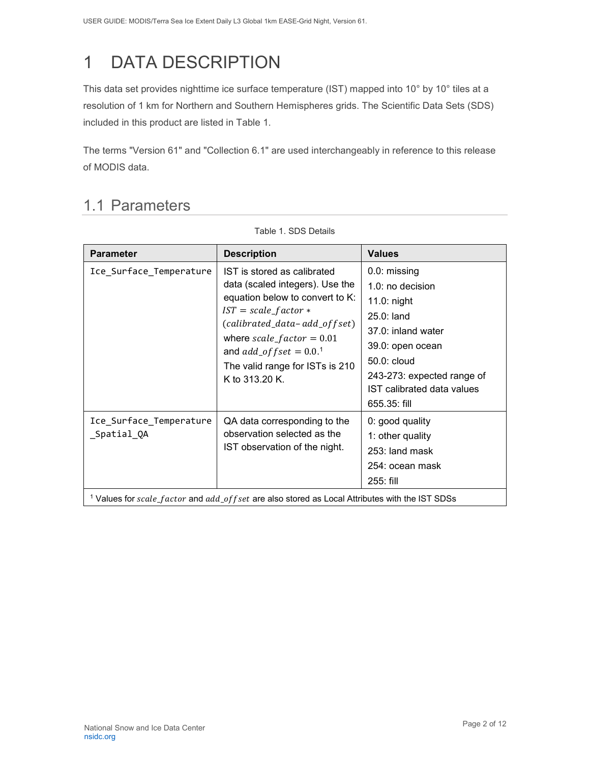# 1 DATA DESCRIPTION

This data set provides nighttime ice surface temperature (IST) mapped into 10° by 10° tiles at a resolution of 1 km for Northern and Southern Hemispheres grids. The Scientific Data Sets (SDS) included in this product are listed in Table 1.

The terms "Version 61" and "Collection 6.1" are used interchangeably in reference to this release of MODIS data.

## 1.1 Parameters

Table 1. SDS Details

| Parameter | Description | Values |
| --- | --- | --- |
| `Ice_Surface_Temperature` | IST is stored as calibrated data (scaled integers). Use the equation below to convert to K: $IST = scale\_factor * (calibrated\_data - add\_offset)$ where $scale\_factor = 0.01$ and $add\_offset = 0.0$.[1] The valid range for ISTs is 210 K to 313.20 K. | 0.0: missing<br>1.0: no decision<br>11.0: night<br>25.0: land<br>37.0: inland water<br>39.0: open ocean<br>50.0: cloud<br>243-273: expected range of IST calibrated data values<br>655.35: fill |
| `Ice_Surface_Temperature_Spatial_QA` | QA data corresponding to the observation selected as the IST observation of the night. | 0: good quality<br>1: other quality<br>253: land mask<br>254: ocean mask<br>255: fill |

[1] Values for $scale\_factor$ and $add\_offset$ are also stored as Local Attributes with the IST SDSs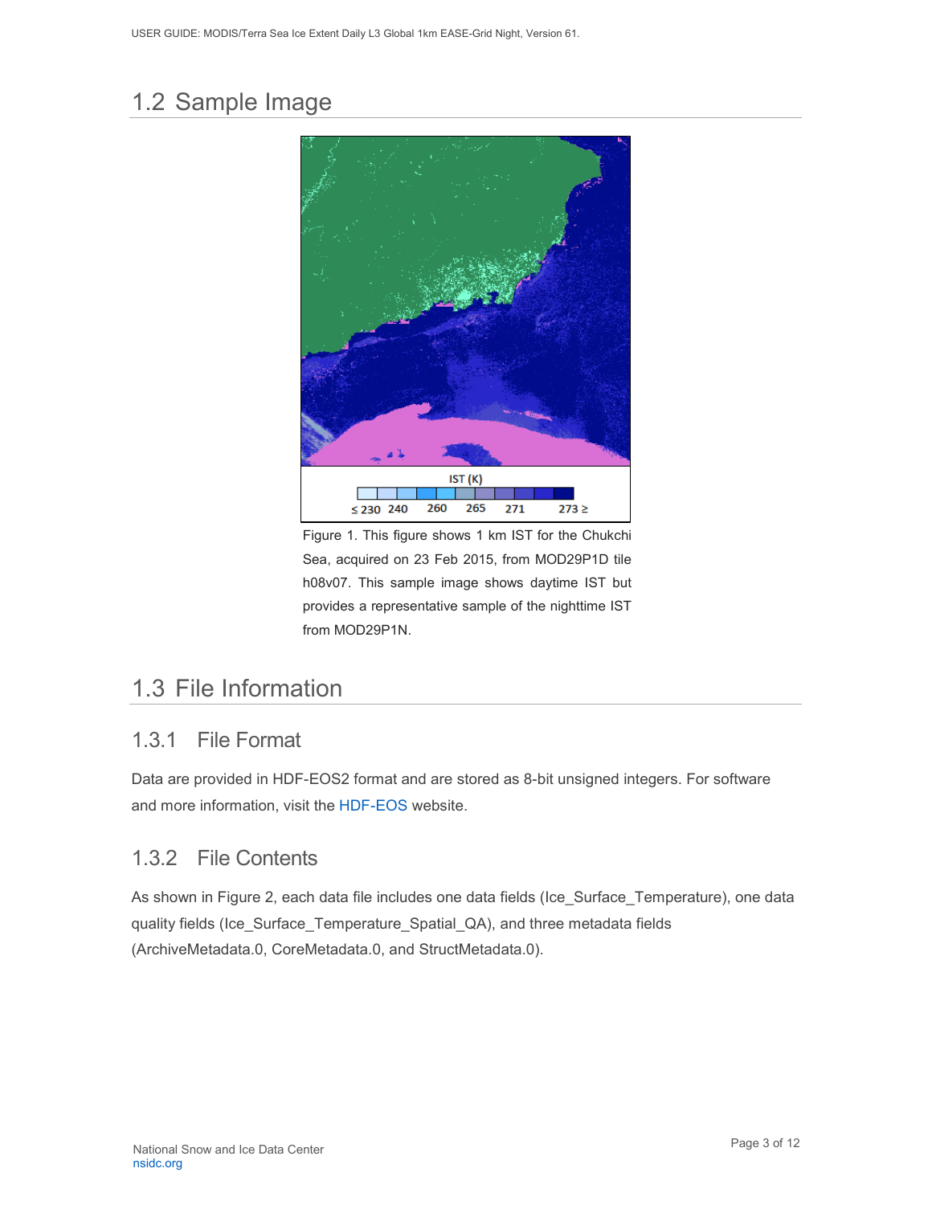## 1.2 Sample Image

Figure 1. This figure shows 1 km IST for the Chukchi Sea, acquired on 23 Feb 2015, from MOD29P1D tile h08v07. This sample image shows daytime IST but provides a representative sample of the nighttime IST from MOD29P1N.

## 1.3 File Information

### 1.3.1 File Format

Data are provided in HDF-EOS2 format and are stored as 8-bit unsigned integers. For software and more information, visit the HDF-EOS website.

### 1.3.2 File Contents

As shown in Figure 2, each data file includes one data fields (Ice_Surface_Temperature), one data quality fields (Ice_Surface_Temperature_Spatial_QA), and three metadata fields (ArchiveMetadata.0, CoreMetadata.0, and StructMetadata.0).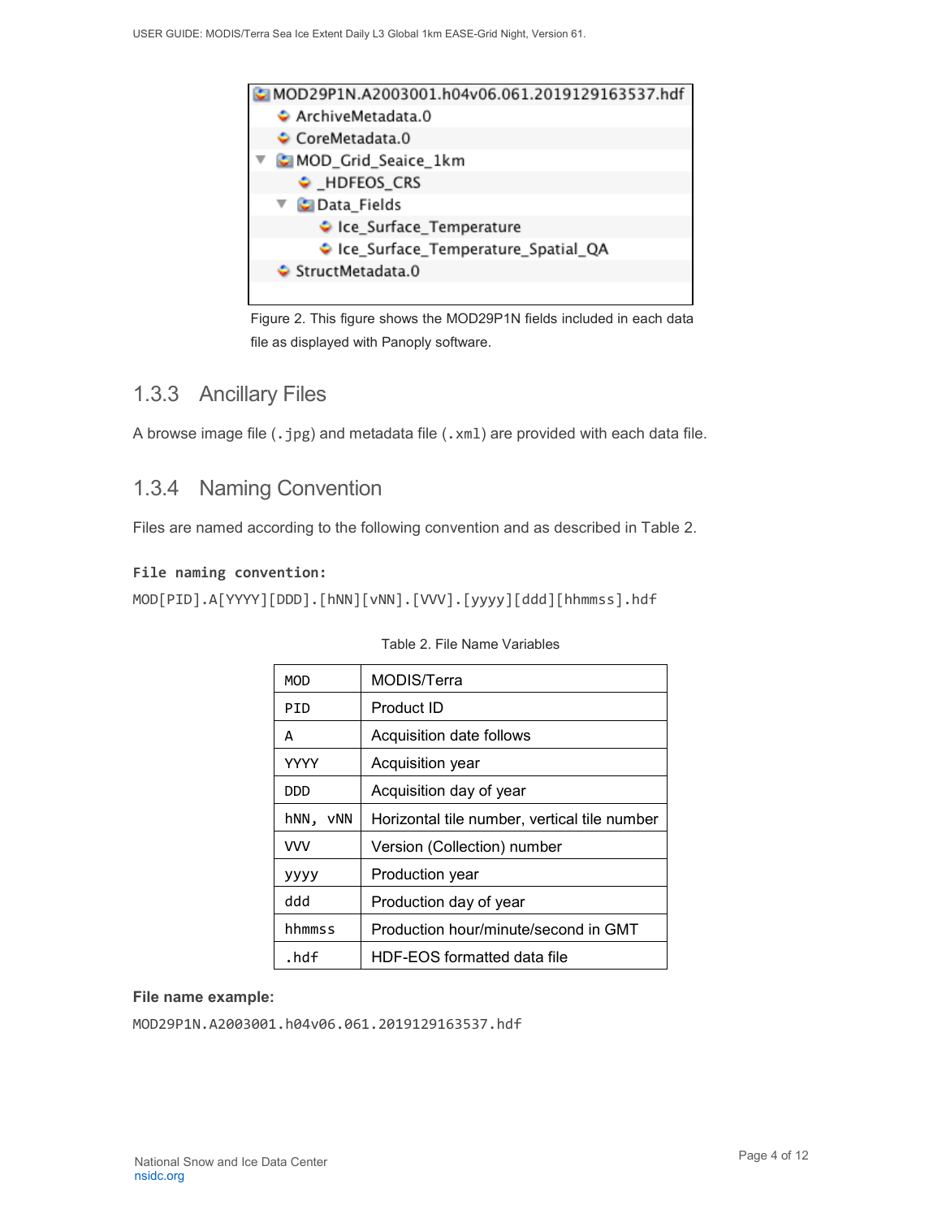```
MOD29P1N.A2003001.h04v06.061.2019129163537.hdf
    ArchiveMetadata.0
    CoreMetadata.0
    MOD_Grid_Seaice_1km
        _HDFEOS_CRS
        Data_Fields
            Ice_Surface_Temperature
            Ice_Surface_Temperature_Spatial_QA
    StructMetadata.0
```

Figure 2. This figure shows the MOD29P1N fields included in each data file as displayed with Panoply software.

### 1.3.3 Ancillary Files

A browse image file (`.jpg`) and metadata file (`.xml`) are provided with each data file.

### 1.3.4 Naming Convention

Files are named according to the following convention and as described in Table 2.

**File naming convention:**

`MOD[PID].A[YYYY][DDD].[hNN][vNN].[VVV].[yyyy][ddd][hhmmss].hdf`

Table 2. File Name Variables

| | |
|---|---|
| MOD | MODIS/Terra |
| PID | Product ID |
| A | Acquisition date follows |
| YYYY | Acquisition year |
| DDD | Acquisition day of year |
| hNN, vNN | Horizontal tile number, vertical tile number |
| VVV | Version (Collection) number |
| yyyy | Production year |
| ddd | Production day of year |
| hhmmss | Production hour/minute/second in GMT |
| .hdf | HDF-EOS formatted data file |

**File name example:**

`MOD29P1N.A2003001.h04v06.061.2019129163537.hdf`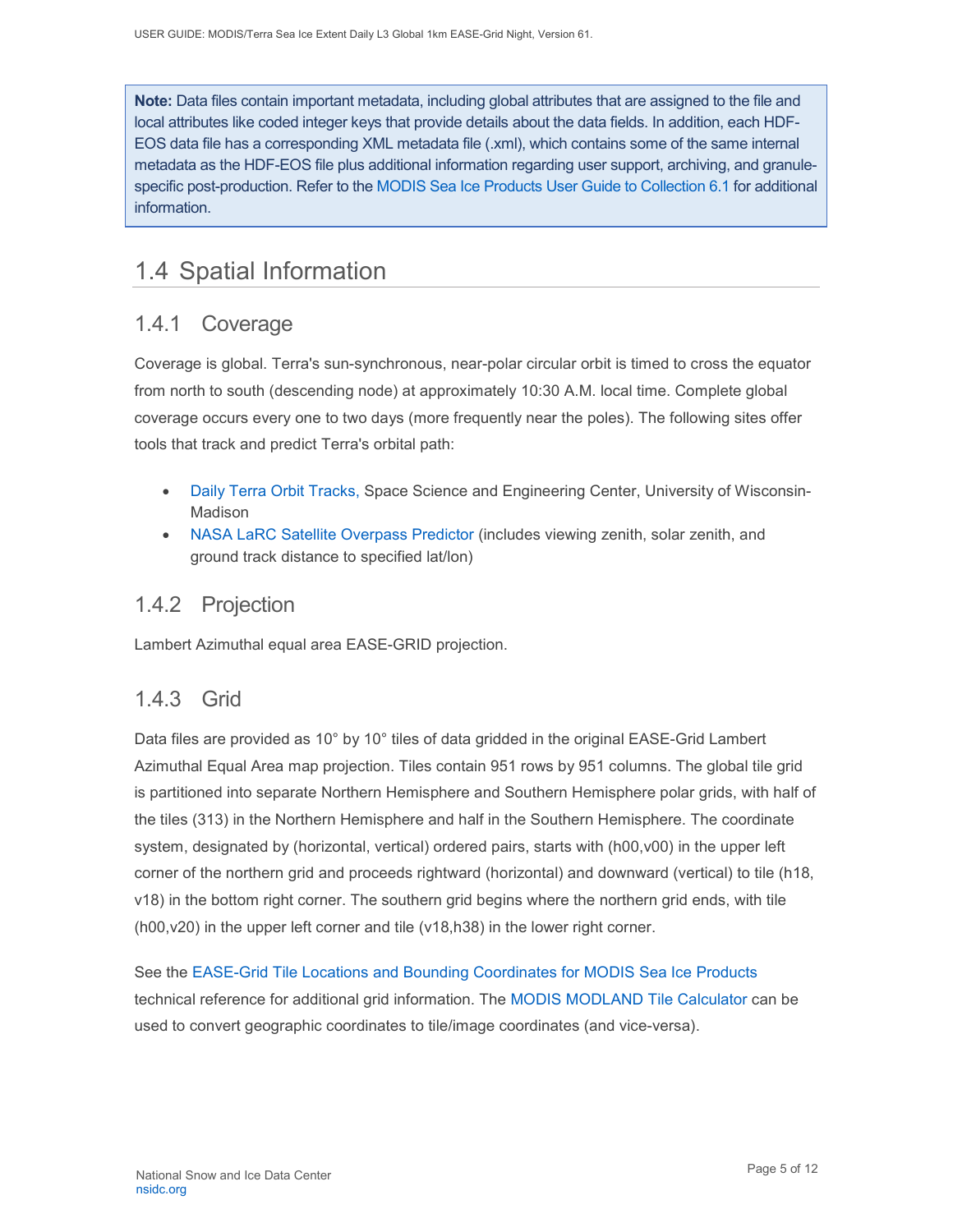> **Note:** Data files contain important metadata, including global attributes that are assigned to the file and local attributes like coded integer keys that provide details about the data fields. In addition, each HDF-EOS data file has a corresponding XML metadata file (.xml), which contains some of the same internal metadata as the HDF-EOS file plus additional information regarding user support, archiving, and granule-specific post-production. Refer to the MODIS Sea Ice Products User Guide to Collection 6.1 for additional information.

## 1.4 Spatial Information

### 1.4.1 Coverage

Coverage is global. Terra's sun-synchronous, near-polar circular orbit is timed to cross the equator from north to south (descending node) at approximately 10:30 A.M. local time. Complete global coverage occurs every one to two days (more frequently near the poles). The following sites offer tools that track and predict Terra's orbital path:

- Daily Terra Orbit Tracks, Space Science and Engineering Center, University of Wisconsin-Madison
- NASA LaRC Satellite Overpass Predictor (includes viewing zenith, solar zenith, and ground track distance to specified lat/lon)

### 1.4.2 Projection

Lambert Azimuthal equal area EASE-GRID projection.

### 1.4.3 Grid

Data files are provided as 10° by 10° tiles of data gridded in the original EASE-Grid Lambert Azimuthal Equal Area map projection. Tiles contain 951 rows by 951 columns. The global tile grid is partitioned into separate Northern Hemisphere and Southern Hemisphere polar grids, with half of the tiles (313) in the Northern Hemisphere and half in the Southern Hemisphere. The coordinate system, designated by (horizontal, vertical) ordered pairs, starts with (h00,v00) in the upper left corner of the northern grid and proceeds rightward (horizontal) and downward (vertical) to tile (h18, v18) in the bottom right corner. The southern grid begins where the northern grid ends, with tile (h00,v20) in the upper left corner and tile (v18,h38) in the lower right corner.

See the EASE-Grid Tile Locations and Bounding Coordinates for MODIS Sea Ice Products technical reference for additional grid information. The MODIS MODLAND Tile Calculator can be used to convert geographic coordinates to tile/image coordinates (and vice-versa).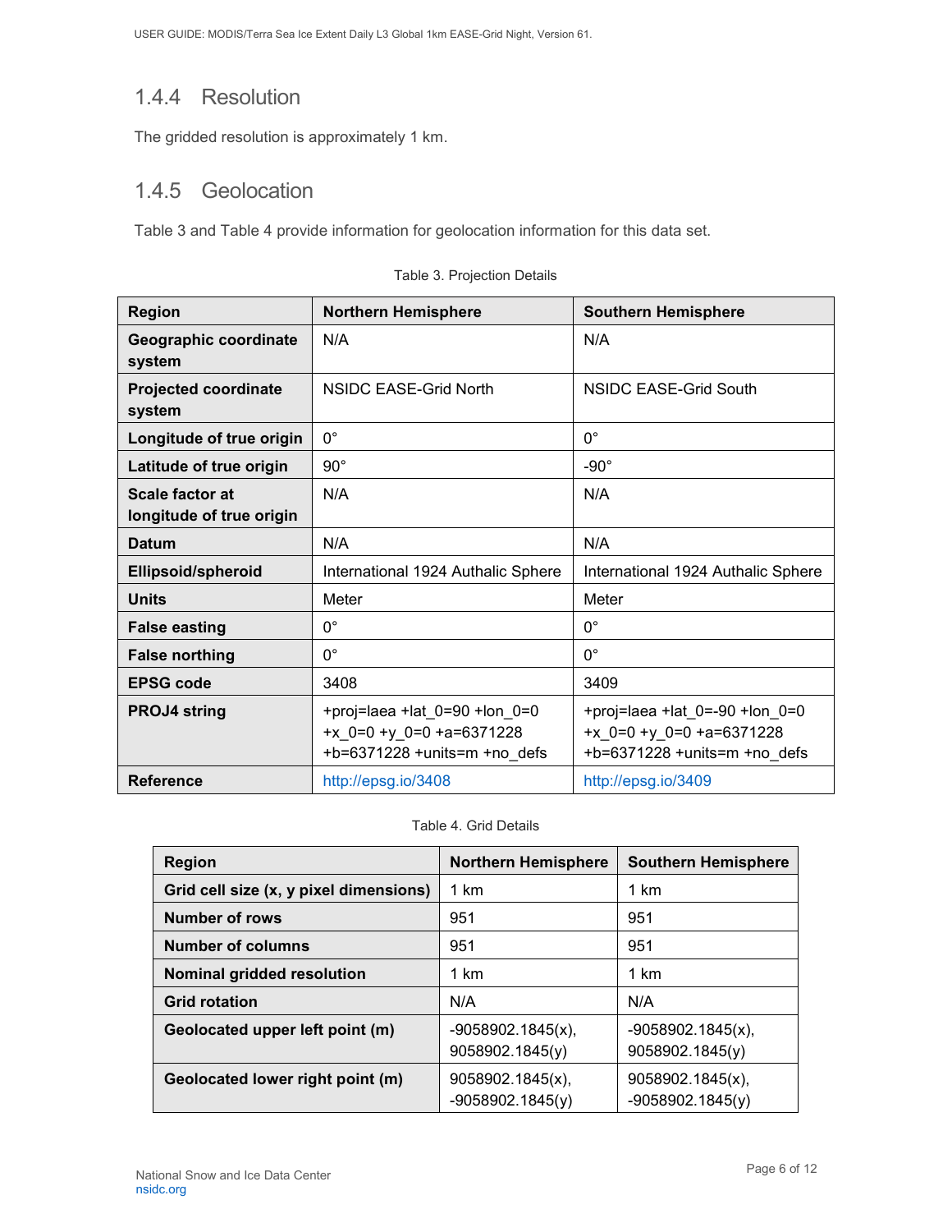### 1.4.4 Resolution

The gridded resolution is approximately 1 km.

### 1.4.5 Geolocation

Table 3 and Table 4 provide information for geolocation information for this data set.

Table 3. Projection Details

| Region | Northern Hemisphere | Southern Hemisphere |
|---|---|---|
| **Geographic coordinate system** | N/A | N/A |
| **Projected coordinate system** | NSIDC EASE-Grid North | NSIDC EASE-Grid South |
| **Longitude of true origin** | 0° | 0° |
| **Latitude of true origin** | 90° | -90° |
| **Scale factor at longitude of true origin** | N/A | N/A |
| **Datum** | N/A | N/A |
| **Ellipsoid/spheroid** | International 1924 Authalic Sphere | International 1924 Authalic Sphere |
| **Units** | Meter | Meter |
| **False easting** | 0° | 0° |
| **False northing** | 0° | 0° |
| **EPSG code** | 3408 | 3409 |
| **PROJ4 string** | +proj=laea +lat_0=90 +lon_0=0 +x_0=0 +y_0=0 +a=6371228 +b=6371228 +units=m +no_defs | +proj=laea +lat_0=-90 +lon_0=0 +x_0=0 +y_0=0 +a=6371228 +b=6371228 +units=m +no_defs |
| **Reference** | http://epsg.io/3408 | http://epsg.io/3409 |

Table 4. Grid Details

| Region | Northern Hemisphere | Southern Hemisphere |
|---|---|---|
| **Grid cell size (x, y pixel dimensions)** | 1 km | 1 km |
| **Number of rows** | 951 | 951 |
| **Number of columns** | 951 | 951 |
| **Nominal gridded resolution** | 1 km | 1 km |
| **Grid rotation** | N/A | N/A |
| **Geolocated upper left point (m)** | -9058902.1845(x), 9058902.1845(y) | -9058902.1845(x), 9058902.1845(y) |
| **Geolocated lower right point (m)** | 9058902.1845(x), -9058902.1845(y) | 9058902.1845(x), -9058902.1845(y) |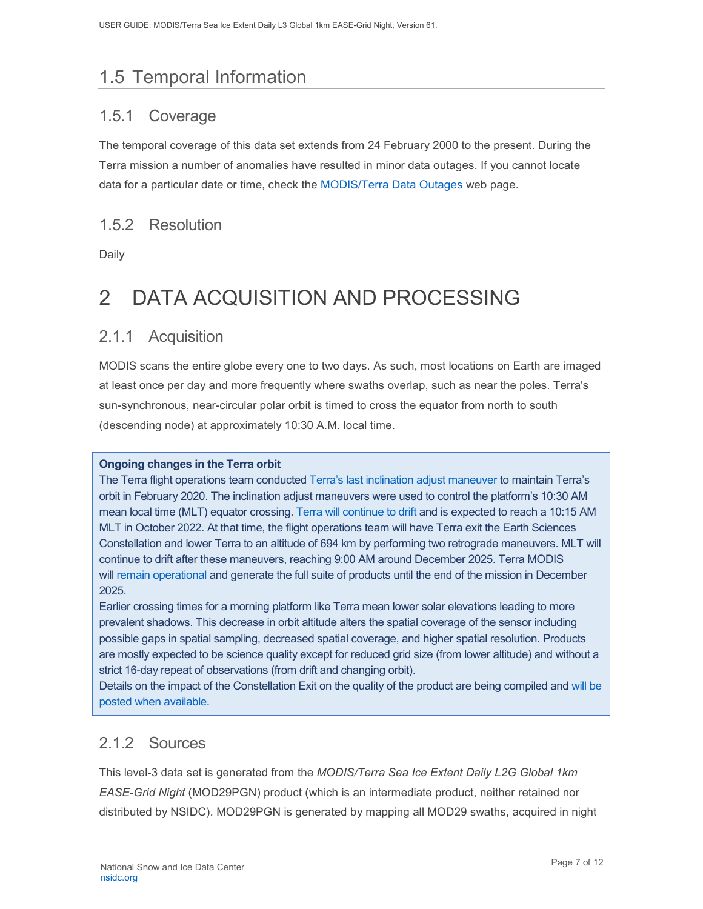## 1.5 Temporal Information

### 1.5.1 Coverage

The temporal coverage of this data set extends from 24 February 2000 to the present. During the Terra mission a number of anomalies have resulted in minor data outages. If you cannot locate data for a particular date or time, check the MODIS/Terra Data Outages web page.

### 1.5.2 Resolution

Daily

# 2 DATA ACQUISITION AND PROCESSING

### 2.1.1 Acquisition

MODIS scans the entire globe every one to two days. As such, most locations on Earth are imaged at least once per day and more frequently where swaths overlap, such as near the poles. Terra's sun-synchronous, near-circular polar orbit is timed to cross the equator from north to south (descending node) at approximately 10:30 A.M. local time.

**Ongoing changes in the Terra orbit**

The Terra flight operations team conducted Terra's last inclination adjust maneuver to maintain Terra's orbit in February 2020. The inclination adjust maneuvers were used to control the platform's 10:30 AM mean local time (MLT) equator crossing. Terra will continue to drift and is expected to reach a 10:15 AM MLT in October 2022. At that time, the flight operations team will have Terra exit the Earth Sciences Constellation and lower Terra to an altitude of 694 km by performing two retrograde maneuvers. MLT will continue to drift after these maneuvers, reaching 9:00 AM around December 2025. Terra MODIS will remain operational and generate the full suite of products until the end of the mission in December 2025.

Earlier crossing times for a morning platform like Terra mean lower solar elevations leading to more prevalent shadows. This decrease in orbit altitude alters the spatial coverage of the sensor including possible gaps in spatial sampling, decreased spatial coverage, and higher spatial resolution. Products are mostly expected to be science quality except for reduced grid size (from lower altitude) and without a strict 16-day repeat of observations (from drift and changing orbit).

Details on the impact of the Constellation Exit on the quality of the product are being compiled and will be posted when available.

### 2.1.2 Sources

This level-3 data set is generated from the *MODIS/Terra Sea Ice Extent Daily L2G Global 1km EASE-Grid Night* (MOD29PGN) product (which is an intermediate product, neither retained nor distributed by NSIDC). MOD29PGN is generated by mapping all MOD29 swaths, acquired in night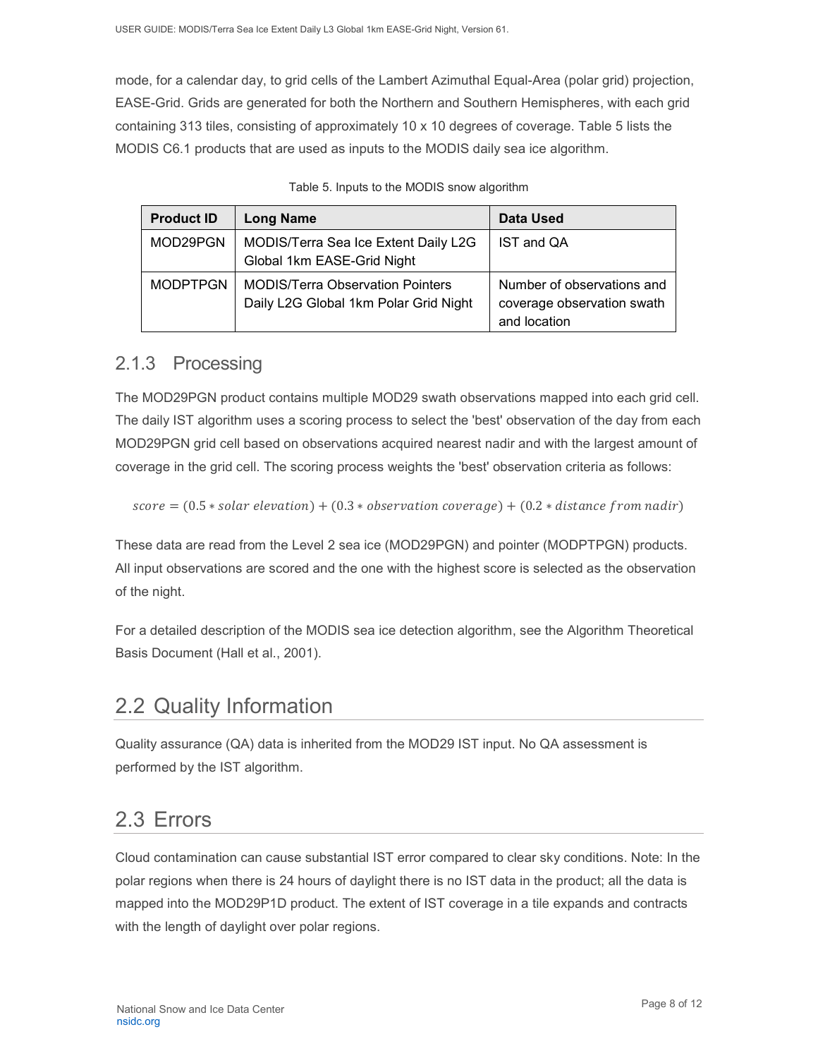mode, for a calendar day, to grid cells of the Lambert Azimuthal Equal-Area (polar grid) projection, EASE-Grid. Grids are generated for both the Northern and Southern Hemispheres, with each grid containing 313 tiles, consisting of approximately 10 x 10 degrees of coverage. Table 5 lists the MODIS C6.1 products that are used as inputs to the MODIS daily sea ice algorithm.

Table 5. Inputs to the MODIS snow algorithm

| Product ID | Long Name | Data Used |
|---|---|---|
| MOD29PGN | MODIS/Terra Sea Ice Extent Daily L2G Global 1km EASE-Grid Night | IST and QA |
| MODPTPGN | MODIS/Terra Observation Pointers Daily L2G Global 1km Polar Grid Night | Number of observations and coverage observation swath and location |

### 2.1.3 Processing

The MOD29PGN product contains multiple MOD29 swath observations mapped into each grid cell. The daily IST algorithm uses a scoring process to select the 'best' observation of the day from each MOD29PGN grid cell based on observations acquired nearest nadir and with the largest amount of coverage in the grid cell. The scoring process weights the 'best' observation criteria as follows:

$$score = (0.5 * solar\ elevation) + (0.3 * observation\ coverage) + (0.2 * distance\ from\ nadir)$$

These data are read from the Level 2 sea ice (MOD29PGN) and pointer (MODPTPGN) products. All input observations are scored and the one with the highest score is selected as the observation of the night.

For a detailed description of the MODIS sea ice detection algorithm, see the Algorithm Theoretical Basis Document (Hall et al., 2001).

## 2.2 Quality Information

Quality assurance (QA) data is inherited from the MOD29 IST input. No QA assessment is performed by the IST algorithm.

## 2.3 Errors

Cloud contamination can cause substantial IST error compared to clear sky conditions. Note: In the polar regions when there is 24 hours of daylight there is no IST data in the product; all the data is mapped into the MOD29P1D product. The extent of IST coverage in a tile expands and contracts with the length of daylight over polar regions.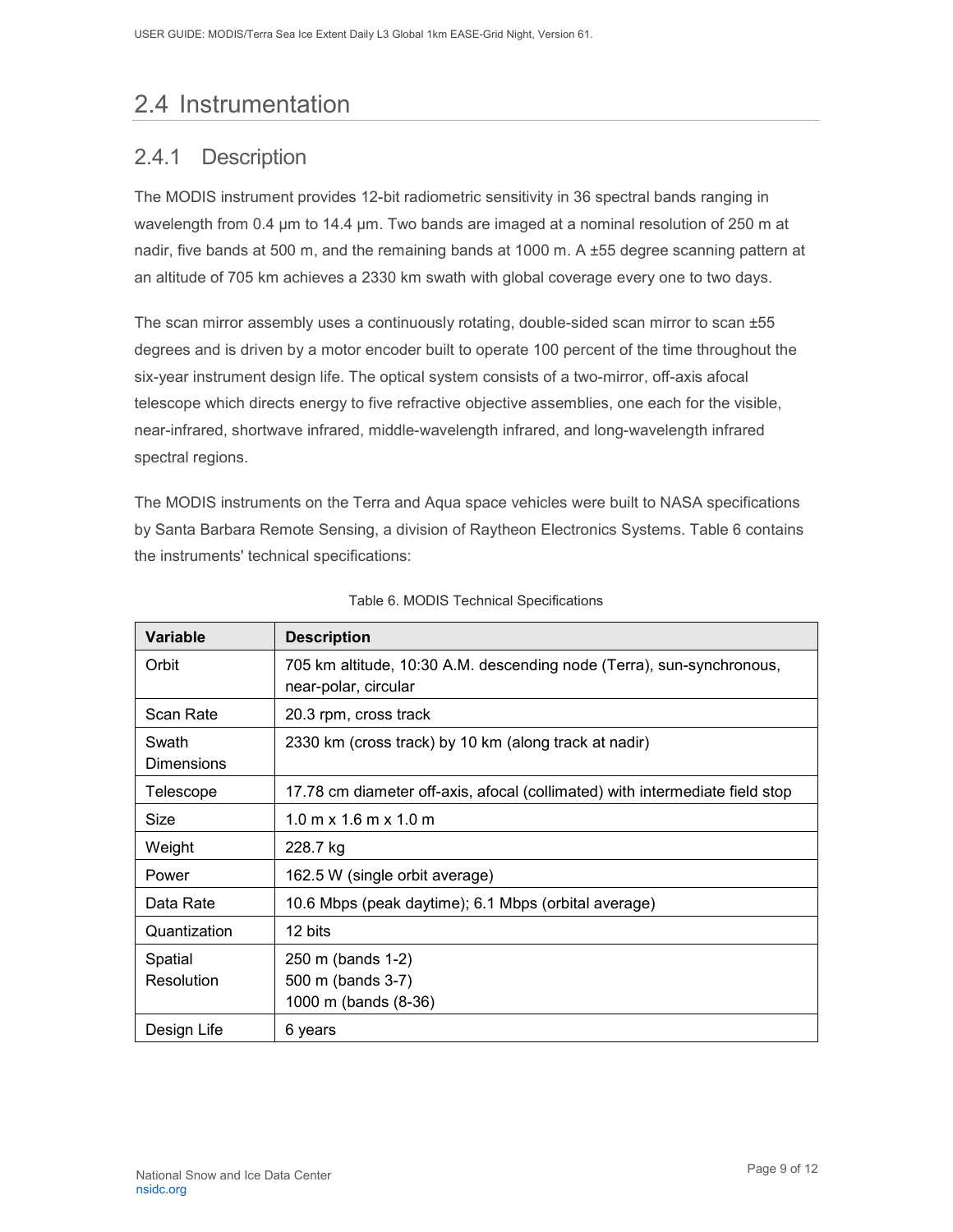## 2.4 Instrumentation

### 2.4.1 Description

The MODIS instrument provides 12-bit radiometric sensitivity in 36 spectral bands ranging in wavelength from 0.4 µm to 14.4 µm. Two bands are imaged at a nominal resolution of 250 m at nadir, five bands at 500 m, and the remaining bands at 1000 m. A ±55 degree scanning pattern at an altitude of 705 km achieves a 2330 km swath with global coverage every one to two days.

The scan mirror assembly uses a continuously rotating, double-sided scan mirror to scan ±55 degrees and is driven by a motor encoder built to operate 100 percent of the time throughout the six-year instrument design life. The optical system consists of a two-mirror, off-axis afocal telescope which directs energy to five refractive objective assemblies, one each for the visible, near-infrared, shortwave infrared, middle-wavelength infrared, and long-wavelength infrared spectral regions.

The MODIS instruments on the Terra and Aqua space vehicles were built to NASA specifications by Santa Barbara Remote Sensing, a division of Raytheon Electronics Systems. Table 6 contains the instruments' technical specifications:

Table 6. MODIS Technical Specifications

| Variable | Description |
|---|---|
| Orbit | 705 km altitude, 10:30 A.M. descending node (Terra), sun-synchronous, near-polar, circular |
| Scan Rate | 20.3 rpm, cross track |
| Swath Dimensions | 2330 km (cross track) by 10 km (along track at nadir) |
| Telescope | 17.78 cm diameter off-axis, afocal (collimated) with intermediate field stop |
| Size | 1.0 m x 1.6 m x 1.0 m |
| Weight | 228.7 kg |
| Power | 162.5 W (single orbit average) |
| Data Rate | 10.6 Mbps (peak daytime); 6.1 Mbps (orbital average) |
| Quantization | 12 bits |
| Spatial Resolution | 250 m (bands 1-2)<br>500 m (bands 3-7)<br>1000 m (bands (8-36) |
| Design Life | 6 years |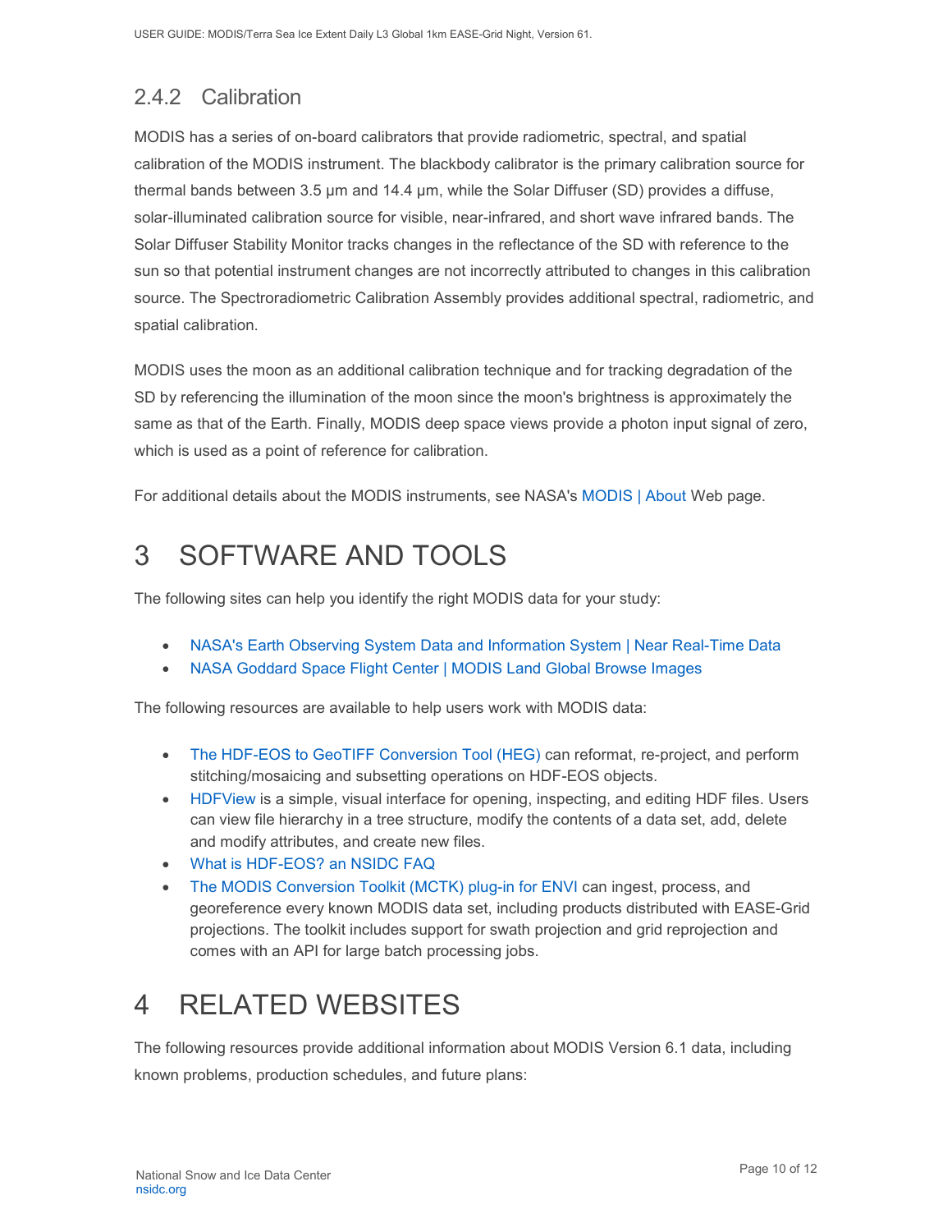### 2.4.2 Calibration

MODIS has a series of on-board calibrators that provide radiometric, spectral, and spatial calibration of the MODIS instrument. The blackbody calibrator is the primary calibration source for thermal bands between 3.5 µm and 14.4 µm, while the Solar Diffuser (SD) provides a diffuse, solar-illuminated calibration source for visible, near-infrared, and short wave infrared bands. The Solar Diffuser Stability Monitor tracks changes in the reflectance of the SD with reference to the sun so that potential instrument changes are not incorrectly attributed to changes in this calibration source. The Spectroradiometric Calibration Assembly provides additional spectral, radiometric, and spatial calibration.

MODIS uses the moon as an additional calibration technique and for tracking degradation of the SD by referencing the illumination of the moon since the moon's brightness is approximately the same as that of the Earth. Finally, MODIS deep space views provide a photon input signal of zero, which is used as a point of reference for calibration.

For additional details about the MODIS instruments, see NASA's MODIS | About Web page.

# 3 SOFTWARE AND TOOLS

The following sites can help you identify the right MODIS data for your study:

- NASA's Earth Observing System Data and Information System | Near Real-Time Data
- NASA Goddard Space Flight Center | MODIS Land Global Browse Images

The following resources are available to help users work with MODIS data:

- The HDF-EOS to GeoTIFF Conversion Tool (HEG) can reformat, re-project, and perform stitching/mosaicing and subsetting operations on HDF-EOS objects.
- HDFView is a simple, visual interface for opening, inspecting, and editing HDF files. Users can view file hierarchy in a tree structure, modify the contents of a data set, add, delete and modify attributes, and create new files.
- What is HDF-EOS? an NSIDC FAQ
- The MODIS Conversion Toolkit (MCTK) plug-in for ENVI can ingest, process, and georeference every known MODIS data set, including products distributed with EASE-Grid projections. The toolkit includes support for swath projection and grid reprojection and comes with an API for large batch processing jobs.

# 4 RELATED WEBSITES

The following resources provide additional information about MODIS Version 6.1 data, including known problems, production schedules, and future plans: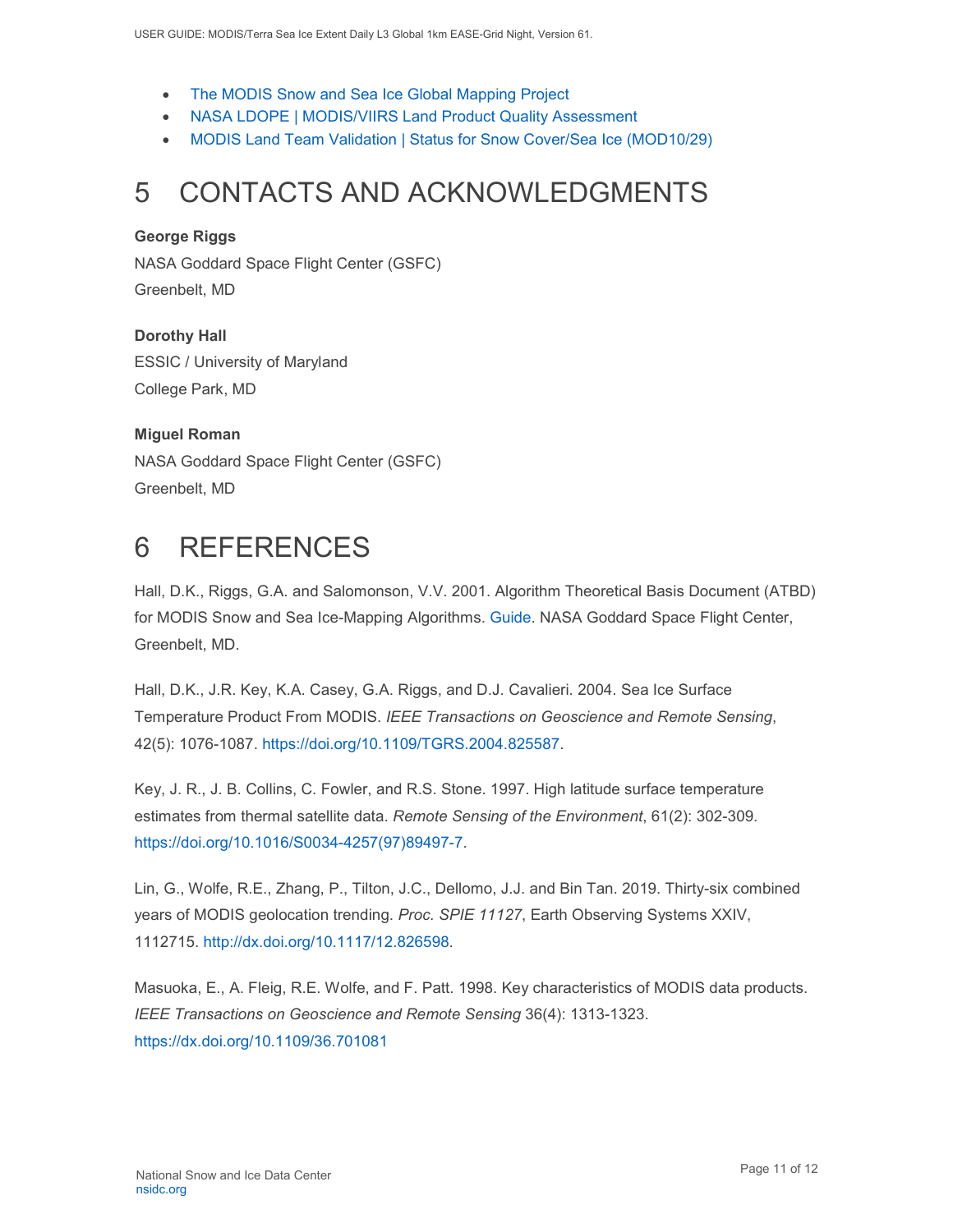- The MODIS Snow and Sea Ice Global Mapping Project
- NASA LDOPE | MODIS/VIIRS Land Product Quality Assessment
- MODIS Land Team Validation | Status for Snow Cover/Sea Ice (MOD10/29)

# 5 CONTACTS AND ACKNOWLEDGMENTS

**George Riggs**
NASA Goddard Space Flight Center (GSFC)
Greenbelt, MD

**Dorothy Hall**
ESSIC / University of Maryland
College Park, MD

**Miguel Roman**
NASA Goddard Space Flight Center (GSFC)
Greenbelt, MD

# 6 REFERENCES

Hall, D.K., Riggs, G.A. and Salomonson, V.V. 2001. Algorithm Theoretical Basis Document (ATBD) for MODIS Snow and Sea Ice-Mapping Algorithms. Guide. NASA Goddard Space Flight Center, Greenbelt, MD.

Hall, D.K., J.R. Key, K.A. Casey, G.A. Riggs, and D.J. Cavalieri. 2004. Sea Ice Surface Temperature Product From MODIS. *IEEE Transactions on Geoscience and Remote Sensing*, 42(5): 1076-1087. https://doi.org/10.1109/TGRS.2004.825587.

Key, J. R., J. B. Collins, C. Fowler, and R.S. Stone. 1997. High latitude surface temperature estimates from thermal satellite data. *Remote Sensing of the Environment*, 61(2): 302-309. https://doi.org/10.1016/S0034-4257(97)89497-7.

Lin, G., Wolfe, R.E., Zhang, P., Tilton, J.C., Dellomo, J.J. and Bin Tan. 2019. Thirty-six combined years of MODIS geolocation trending. *Proc. SPIE 11127*, Earth Observing Systems XXIV, 1112715. http://dx.doi.org/10.1117/12.826598.

Masuoka, E., A. Fleig, R.E. Wolfe, and F. Patt. 1998. Key characteristics of MODIS data products. *IEEE Transactions on Geoscience and Remote Sensing* 36(4): 1313-1323. https://dx.doi.org/10.1109/36.701081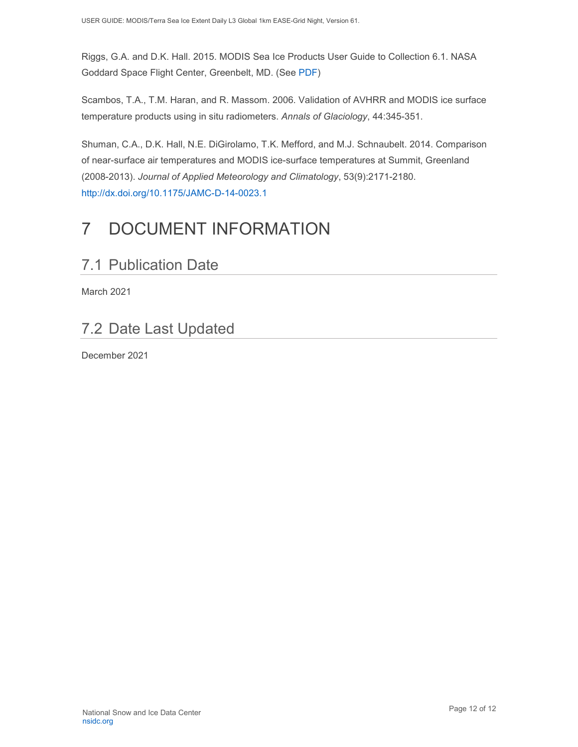Riggs, G.A. and D.K. Hall. 2015. MODIS Sea Ice Products User Guide to Collection 6.1. NASA Goddard Space Flight Center, Greenbelt, MD. (See PDF)

Scambos, T.A., T.M. Haran, and R. Massom. 2006. Validation of AVHRR and MODIS ice surface temperature products using in situ radiometers. *Annals of Glaciology*, 44:345-351.

Shuman, C.A., D.K. Hall, N.E. DiGirolamo, T.K. Mefford, and M.J. Schnaubelt. 2014. Comparison of near-surface air temperatures and MODIS ice-surface temperatures at Summit, Greenland (2008-2013). *Journal of Applied Meteorology and Climatology*, 53(9):2171-2180. http://dx.doi.org/10.1175/JAMC-D-14-0023.1

# 7 DOCUMENT INFORMATION

## 7.1 Publication Date

March 2021

## 7.2 Date Last Updated

December 2021